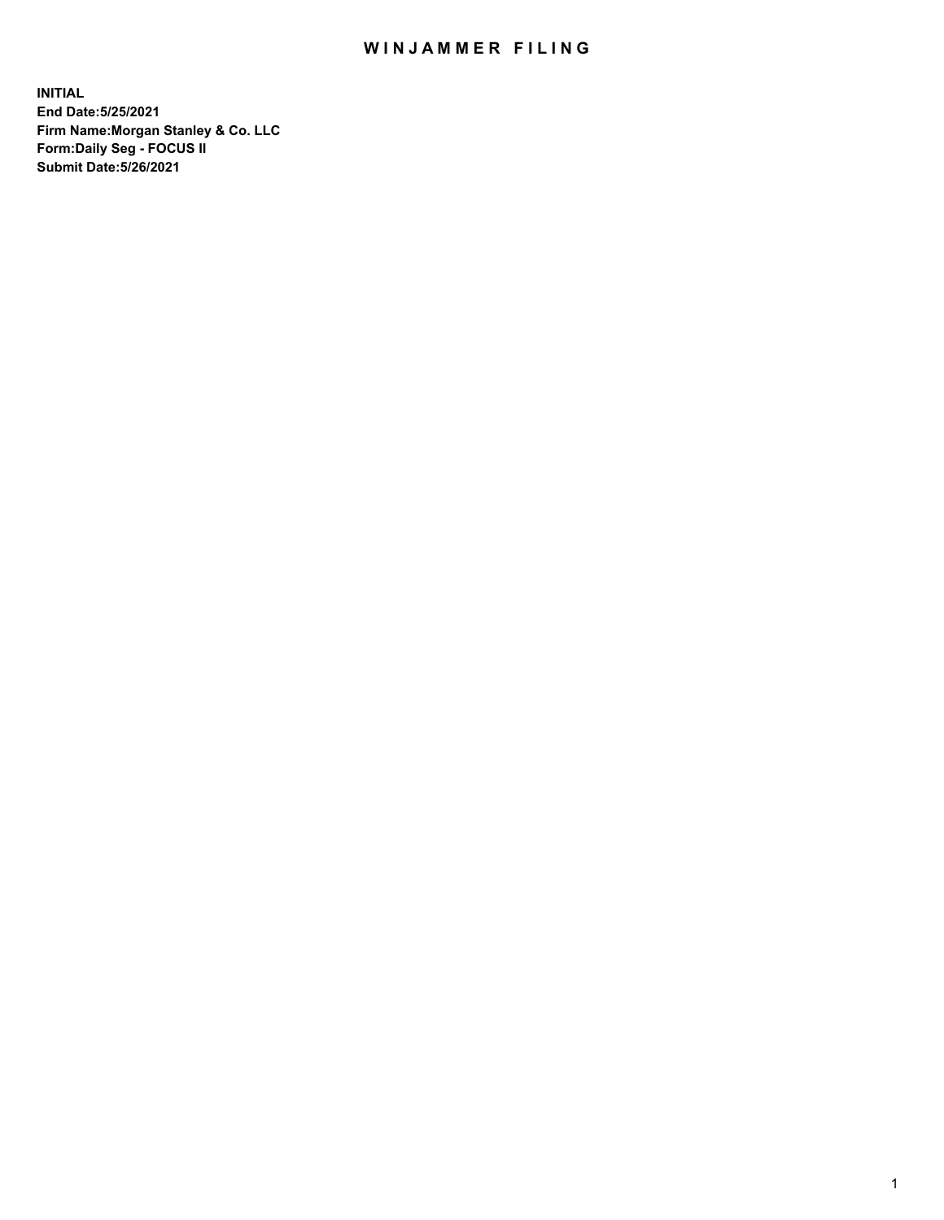# WINJAMMER FILING

**INITIAL**
**End Date:5/25/2021**
**Firm Name:Morgan Stanley & Co. LLC**
**Form:Daily Seg - FOCUS II**
**Submit Date:5/26/2021**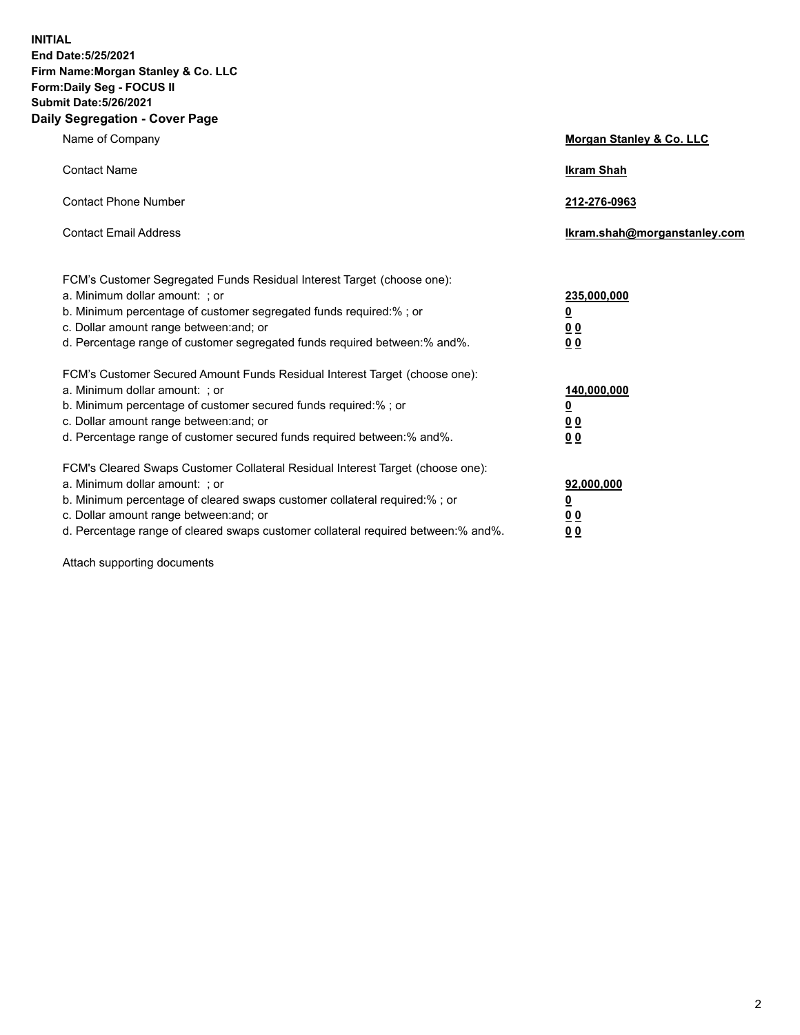**INITIAL**
**End Date:5/25/2021**
**Firm Name:Morgan Stanley & Co. LLC**
**Form:Daily Seg - FOCUS II**
**Submit Date:5/26/2021**

## Daily Segregation - Cover Page

| | |
|---|---|
| Name of Company | **Morgan Stanley & Co. LLC** |
| Contact Name | **Ikram Shah** |
| Contact Phone Number | **212-276-0963** |
| Contact Email Address | **Ikram.shah@morganstanley.com** |

| | |
|---|---|
| FCM's Customer Segregated Funds Residual Interest Target (choose one): | |
| a. Minimum dollar amount: ; or | **235,000,000** |
| b. Minimum percentage of customer segregated funds required:% ; or | **0** |
| c. Dollar amount range between:and; or | **0 0** |
| d. Percentage range of customer segregated funds required between:% and%. | **0 0** |
| FCM's Customer Secured Amount Funds Residual Interest Target (choose one): | |
| a. Minimum dollar amount: ; or | **140,000,000** |
| b. Minimum percentage of customer secured funds required:% ; or | **0** |
| c. Dollar amount range between:and; or | **0 0** |
| d. Percentage range of customer secured funds required between:% and%. | **0 0** |
| FCM's Cleared Swaps Customer Collateral Residual Interest Target (choose one): | |
| a. Minimum dollar amount: ; or | **92,000,000** |
| b. Minimum percentage of cleared swaps customer collateral required:% ; or | **0** |
| c. Dollar amount range between:and; or | **0 0** |
| d. Percentage range of cleared swaps customer collateral required between:% and%. | **0 0** |

Attach supporting documents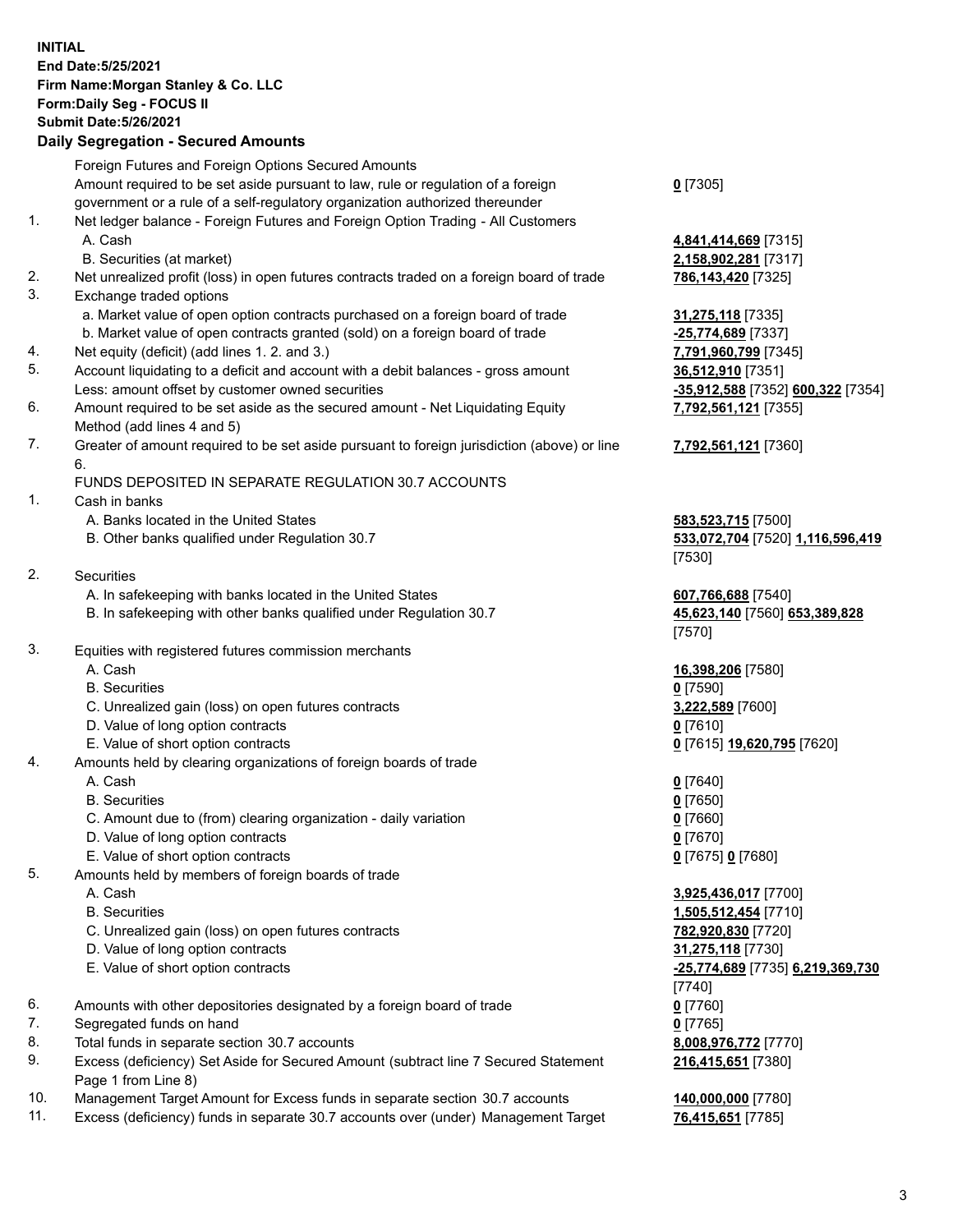**INITIAL**
**End Date:5/25/2021**
**Firm Name:Morgan Stanley & Co. LLC**
**Form:Daily Seg - FOCUS II**
**Submit Date:5/26/2021**

## Daily Segregation - Secured Amounts

| | | |
|---|---|---|
| | Foreign Futures and Foreign Options Secured Amounts | |
| | Amount required to be set aside pursuant to law, rule or regulation of a foreign government or a rule of a self-regulatory organization authorized thereunder | **0** [7305] |
| 1. | Net ledger balance - Foreign Futures and Foreign Option Trading - All Customers | |
| | A. Cash | **4,841,414,669** [7315] |
| | B. Securities (at market) | **2,158,902,281** [7317] |
| 2. | Net unrealized profit (loss) in open futures contracts traded on a foreign board of trade | **786,143,420** [7325] |
| 3. | Exchange traded options | |
| | a. Market value of open option contracts purchased on a foreign board of trade | **31,275,118** [7335] |
| | b. Market value of open contracts granted (sold) on a foreign board of trade | **-25,774,689** [7337] |
| 4. | Net equity (deficit) (add lines 1. 2. and 3.) | **7,791,960,799** [7345] |
| 5. | Account liquidating to a deficit and account with a debit balances - gross amount | **36,512,910** [7351] |
| | Less: amount offset by customer owned securities | **-35,912,588** [7352] **600,322** [7354] |
| 6. | Amount required to be set aside as the secured amount - Net Liquidating Equity Method (add lines 4 and 5) | **7,792,561,121** [7355] |
| 7. | Greater of amount required to be set aside pursuant to foreign jurisdiction (above) or line 6. | **7,792,561,121** [7360] |
| | FUNDS DEPOSITED IN SEPARATE REGULATION 30.7 ACCOUNTS | |
| 1. | Cash in banks | |
| | A. Banks located in the United States | **583,523,715** [7500] |
| | B. Other banks qualified under Regulation 30.7 | **533,072,704** [7520] **1,116,596,419** [7530] |
| 2. | Securities | |
| | A. In safekeeping with banks located in the United States | **607,766,688** [7540] |
| | B. In safekeeping with other banks qualified under Regulation 30.7 | **45,623,140** [7560] **653,389,828** [7570] |
| 3. | Equities with registered futures commission merchants | |
| | A. Cash | **16,398,206** [7580] |
| | B. Securities | **0** [7590] |
| | C. Unrealized gain (loss) on open futures contracts | **3,222,589** [7600] |
| | D. Value of long option contracts | **0** [7610] |
| | E. Value of short option contracts | **0** [7615] **19,620,795** [7620] |
| 4. | Amounts held by clearing organizations of foreign boards of trade | |
| | A. Cash | **0** [7640] |
| | B. Securities | **0** [7650] |
| | C. Amount due to (from) clearing organization - daily variation | **0** [7660] |
| | D. Value of long option contracts | **0** [7670] |
| | E. Value of short option contracts | **0** [7675] **0** [7680] |
| 5. | Amounts held by members of foreign boards of trade | |
| | A. Cash | **3,925,436,017** [7700] |
| | B. Securities | **1,505,512,454** [7710] |
| | C. Unrealized gain (loss) on open futures contracts | **782,920,830** [7720] |
| | D. Value of long option contracts | **31,275,118** [7730] |
| | E. Value of short option contracts | **-25,774,689** [7735] **6,219,369,730** [7740] |
| 6. | Amounts with other depositories designated by a foreign board of trade | **0** [7760] |
| 7. | Segregated funds on hand | **0** [7765] |
| 8. | Total funds in separate section 30.7 accounts | **8,008,976,772** [7770] |
| 9. | Excess (deficiency) Set Aside for Secured Amount (subtract line 7 Secured Statement Page 1 from Line 8) | **216,415,651** [7380] |
| 10. | Management Target Amount for Excess funds in separate section 30.7 accounts | **140,000,000** [7780] |
| 11. | Excess (deficiency) funds in separate 30.7 accounts over (under) Management Target | **76,415,651** [7785] |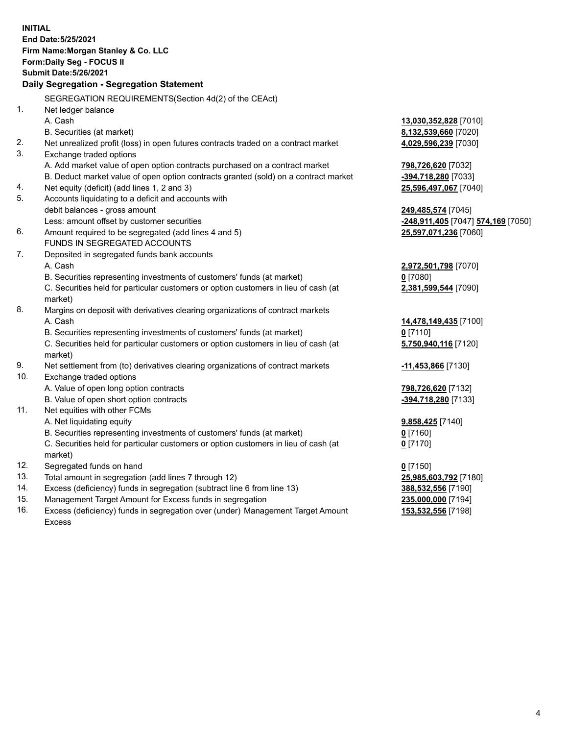**INITIAL**
**End Date:5/25/2021**
**Firm Name:Morgan Stanley & Co. LLC**
**Form:Daily Seg - FOCUS II**
**Submit Date:5/26/2021**

**Daily Segregation - Segregation Statement**

SEGREGATION REQUIREMENTS(Section 4d(2) of the CEAct)

| | | |
|---|---|---|
| 1. | Net ledger balance | |
| | A. Cash | **13,030,352,828** [7010] |
| | B. Securities (at market) | **8,132,539,660** [7020] |
| 2. | Net unrealized profit (loss) in open futures contracts traded on a contract market | **4,029,596,239** [7030] |
| 3. | Exchange traded options | |
| | A. Add market value of open option contracts purchased on a contract market | **798,726,620** [7032] |
| | B. Deduct market value of open option contracts granted (sold) on a contract market | **-394,718,280** [7033] |
| 4. | Net equity (deficit) (add lines 1, 2 and 3) | **25,596,497,067** [7040] |
| 5. | Accounts liquidating to a deficit and accounts with debit balances - gross amount | **249,485,574** [7045] |
| | Less: amount offset by customer securities | **-248,911,405** [7047] **574,169** [7050] |
| 6. | Amount required to be segregated (add lines 4 and 5) | **25,597,071,236** [7060] |
| | FUNDS IN SEGREGATED ACCOUNTS | |
| 7. | Deposited in segregated funds bank accounts | |
| | A. Cash | **2,972,501,798** [7070] |
| | B. Securities representing investments of customers' funds (at market) | **0** [7080] |
| | C. Securities held for particular customers or option customers in lieu of cash (at market) | **2,381,599,544** [7090] |
| 8. | Margins on deposit with derivatives clearing organizations of contract markets | |
| | A. Cash | **14,478,149,435** [7100] |
| | B. Securities representing investments of customers' funds (at market) | **0** [7110] |
| | C. Securities held for particular customers or option customers in lieu of cash (at market) | **5,750,940,116** [7120] |
| 9. | Net settlement from (to) derivatives clearing organizations of contract markets | **-11,453,866** [7130] |
| 10. | Exchange traded options | |
| | A. Value of open long option contracts | **798,726,620** [7132] |
| | B. Value of open short option contracts | **-394,718,280** [7133] |
| 11. | Net equities with other FCMs | |
| | A. Net liquidating equity | **9,858,425** [7140] |
| | B. Securities representing investments of customers' funds (at market) | **0** [7160] |
| | C. Securities held for particular customers or option customers in lieu of cash (at market) | **0** [7170] |
| 12. | Segregated funds on hand | **0** [7150] |
| 13. | Total amount in segregation (add lines 7 through 12) | **25,985,603,792** [7180] |
| 14. | Excess (deficiency) funds in segregation (subtract line 6 from line 13) | **388,532,556** [7190] |
| 15. | Management Target Amount for Excess funds in segregation | **235,000,000** [7194] |
| 16. | Excess (deficiency) funds in segregation over (under) Management Target Amount Excess | **153,532,556** [7198] |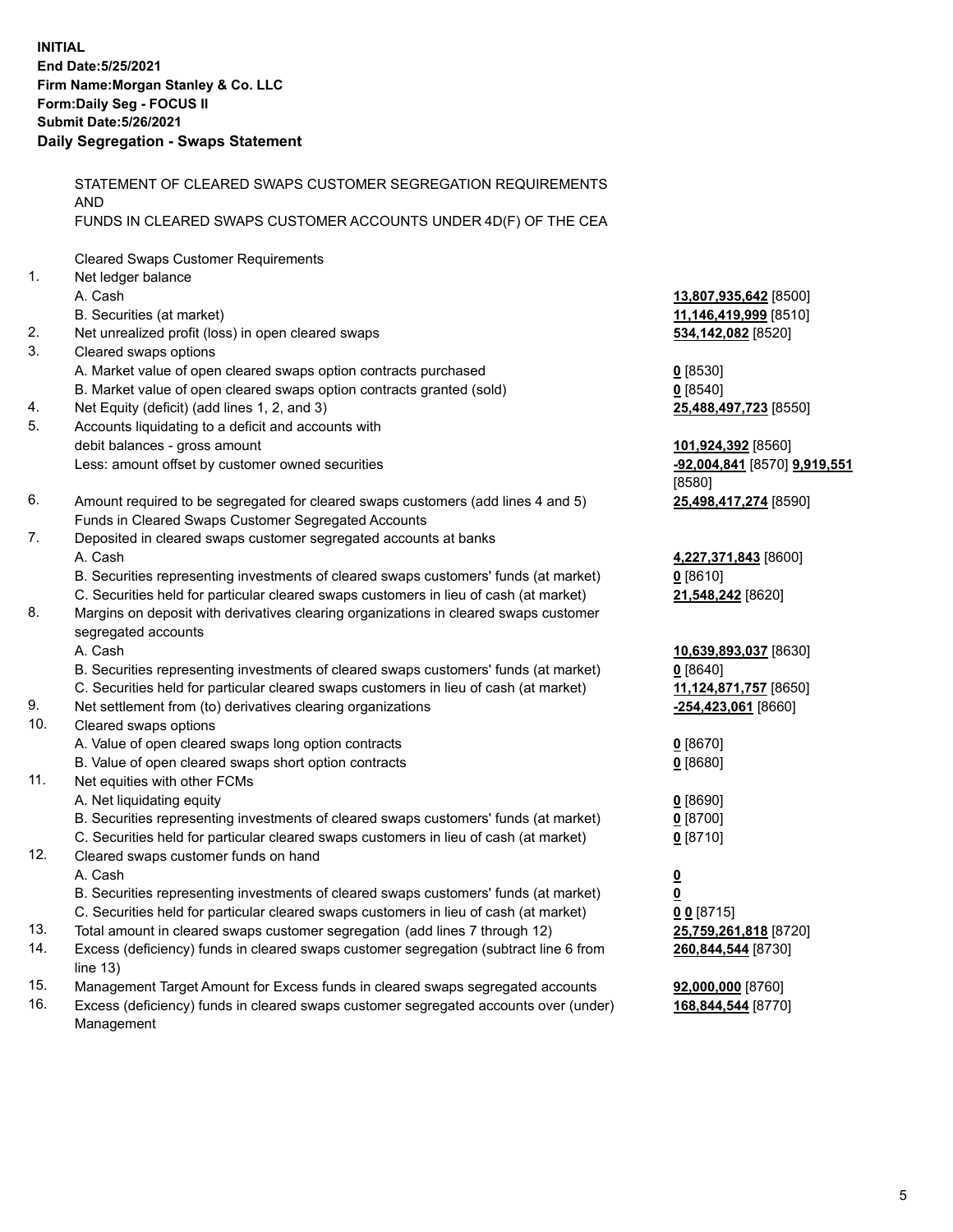**INITIAL**
**End Date:5/25/2021**
**Firm Name:Morgan Stanley & Co. LLC**
**Form:Daily Seg - FOCUS II**
**Submit Date:5/26/2021**
**Daily Segregation - Swaps Statement**

STATEMENT OF CLEARED SWAPS CUSTOMER SEGREGATION REQUIREMENTS AND
FUNDS IN CLEARED SWAPS CUSTOMER ACCOUNTS UNDER 4D(F) OF THE CEA

| | | |
|---|---|---|
| | Cleared Swaps Customer Requirements | |
| 1. | Net ledger balance | |
| | A. Cash | **13,807,935,642** [8500] |
| | B. Securities (at market) | **11,146,419,999** [8510] |
| 2. | Net unrealized profit (loss) in open cleared swaps | **534,142,082** [8520] |
| 3. | Cleared swaps options | |
| | A. Market value of open cleared swaps option contracts purchased | **0** [8530] |
| | B. Market value of open cleared swaps option contracts granted (sold) | **0** [8540] |
| 4. | Net Equity (deficit) (add lines 1, 2, and 3) | **25,488,497,723** [8550] |
| 5. | Accounts liquidating to a deficit and accounts with debit balances - gross amount | **101,924,392** [8560] |
| | Less: amount offset by customer owned securities | **-92,004,841** [8570] **9,919,551** [8580] |
| 6. | Amount required to be segregated for cleared swaps customers (add lines 4 and 5) | **25,498,417,274** [8590] |
| | Funds in Cleared Swaps Customer Segregated Accounts | |
| 7. | Deposited in cleared swaps customer segregated accounts at banks | |
| | A. Cash | **4,227,371,843** [8600] |
| | B. Securities representing investments of cleared swaps customers' funds (at market) | **0** [8610] |
| | C. Securities held for particular cleared swaps customers in lieu of cash (at market) | **21,548,242** [8620] |
| 8. | Margins on deposit with derivatives clearing organizations in cleared swaps customer segregated accounts | |
| | A. Cash | **10,639,893,037** [8630] |
| | B. Securities representing investments of cleared swaps customers' funds (at market) | **0** [8640] |
| | C. Securities held for particular cleared swaps customers in lieu of cash (at market) | **11,124,871,757** [8650] |
| 9. | Net settlement from (to) derivatives clearing organizations | **-254,423,061** [8660] |
| 10. | Cleared swaps options | |
| | A. Value of open cleared swaps long option contracts | **0** [8670] |
| | B. Value of open cleared swaps short option contracts | **0** [8680] |
| 11. | Net equities with other FCMs | |
| | A. Net liquidating equity | **0** [8690] |
| | B. Securities representing investments of cleared swaps customers' funds (at market) | **0** [8700] |
| | C. Securities held for particular cleared swaps customers in lieu of cash (at market) | **0** [8710] |
| 12. | Cleared swaps customer funds on hand | |
| | A. Cash | **0** |
| | B. Securities representing investments of cleared swaps customers' funds (at market) | **0** |
| | C. Securities held for particular cleared swaps customers in lieu of cash (at market) | **0** **0** [8715] |
| 13. | Total amount in cleared swaps customer segregation (add lines 7 through 12) | **25,759,261,818** [8720] |
| 14. | Excess (deficiency) funds in cleared swaps customer segregation (subtract line 6 from line 13) | **260,844,544** [8730] |
| 15. | Management Target Amount for Excess funds in cleared swaps segregated accounts | **92,000,000** [8760] |
| 16. | Excess (deficiency) funds in cleared swaps customer segregated accounts over (under) Management | **168,844,544** [8770] |